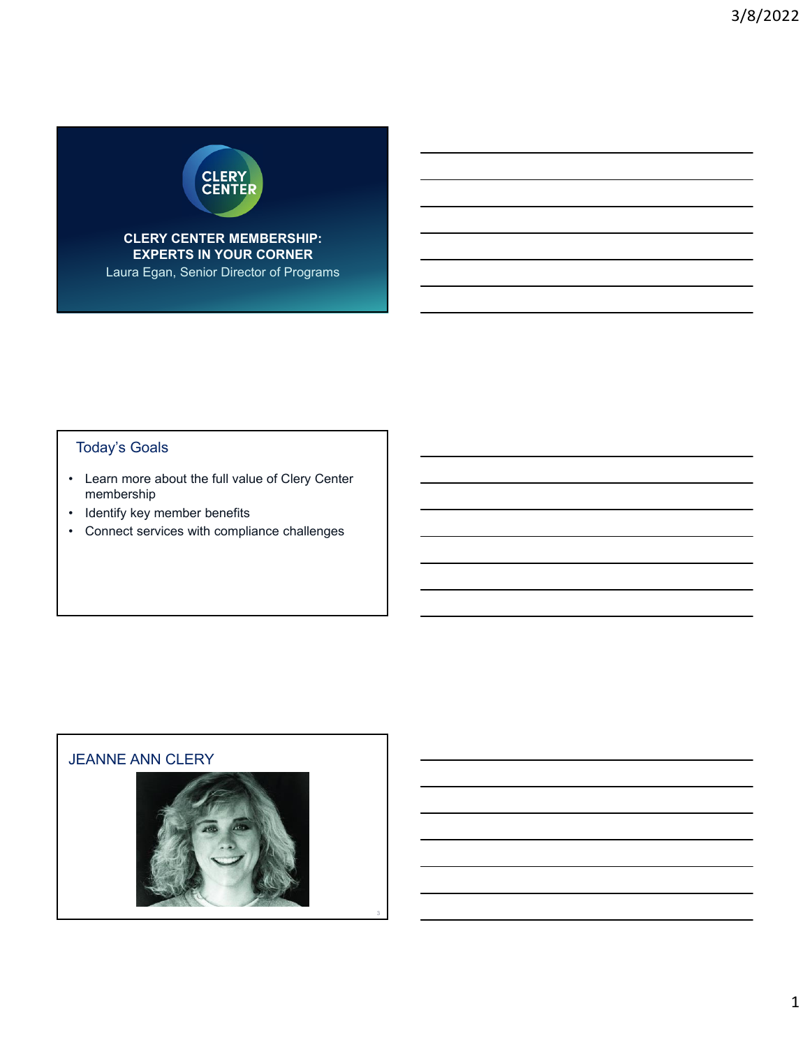# CLERY CENTER MEMBERSHIP: EXPERTS IN YOUR CORNER

Laura Egan, Senior Director of Programs

## Today's Goals

- Learn more about the full value of Clery Center membership
- Identify key member benefits
- Connect services with compliance challenges

## JEANNE ANN CLERY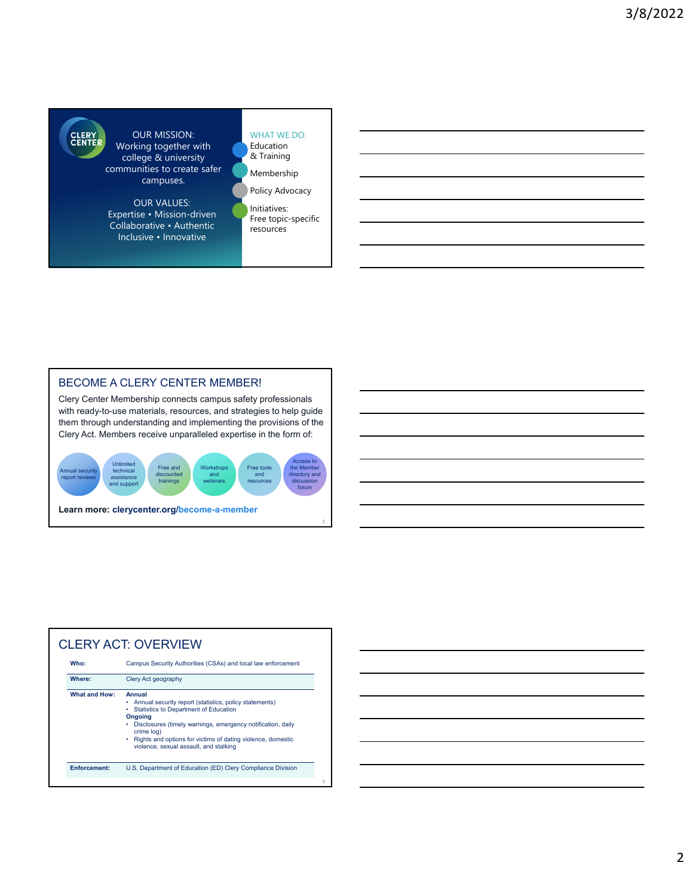CLERY CENTER

OUR MISSION:
Working together with college & university communities to create safer campuses.

OUR VALUES:
Expertise • Mission-driven
Collaborative • Authentic
Inclusive • Innovative

WHAT WE DO:

- Education & Training
- Membership
- Policy Advocacy
- Initiatives: Free topic-specific resources

## BECOME A CLERY CENTER MEMBER!

Clery Center Membership connects campus safety professionals with ready-to-use materials, resources, and strategies to help guide them through understanding and implementing the provisions of the Clery Act. Members receive unparalleled expertise in the form of:

- Annual security report reviews
- Unlimited technical assistance and support
- Free and discounted trainings
- Workshops and webinars
- Free tools and resources
- Access to the Member directory and discussion forum

**Learn more: clerycenter.org/become-a-member**

## CLERY ACT: OVERVIEW

| | |
|---|---|
| **Who:** | Campus Security Authorities (CSAs) and local law enforcement |
| **Where:** | Clery Act geography |
| **What and How:** | **Annual**<br>• Annual security report (statistics, policy statements)<br>• Statistics to Department of Education<br>**Ongoing**<br>• Disclosures (timely warnings, emergency notification, daily crime log)<br>• Rights and options for victims of dating violence, domestic violence, sexual assault, and stalking |
| **Enforcement:** | U.S. Department of Education (ED) Clery Compliance Division |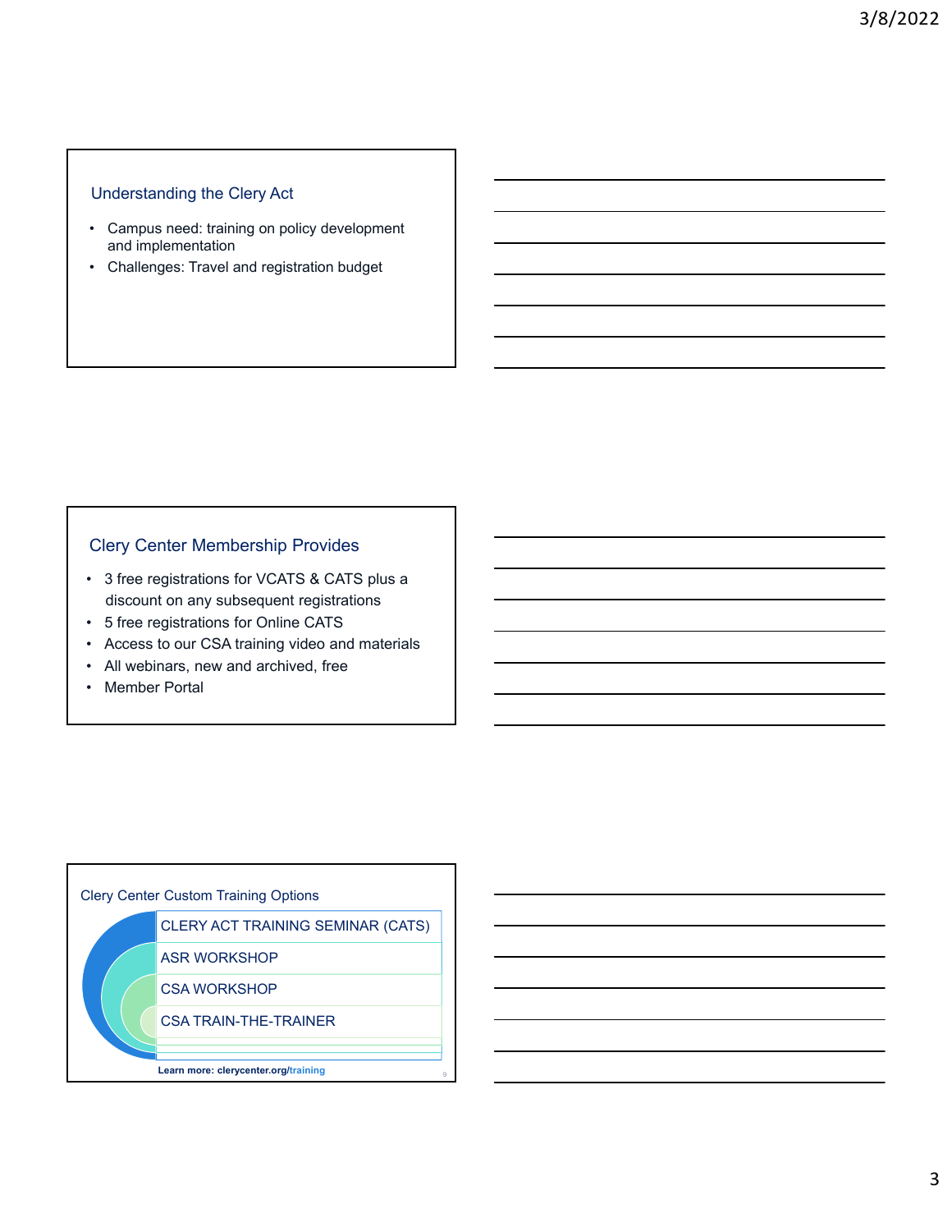## Understanding the Clery Act

- Campus need: training on policy development and implementation
- Challenges: Travel and registration budget

## Clery Center Membership Provides

- 3 free registrations for VCATS & CATS plus a discount on any subsequent registrations
- 5 free registrations for Online CATS
- Access to our CSA training video and materials
- All webinars, new and archived, free
- Member Portal

## Clery Center Custom Training Options

- CLERY ACT TRAINING SEMINAR (CATS)
- ASR WORKSHOP
- CSA WORKSHOP
- CSA TRAIN-THE-TRAINER

**Learn more: clerycenter.org/training**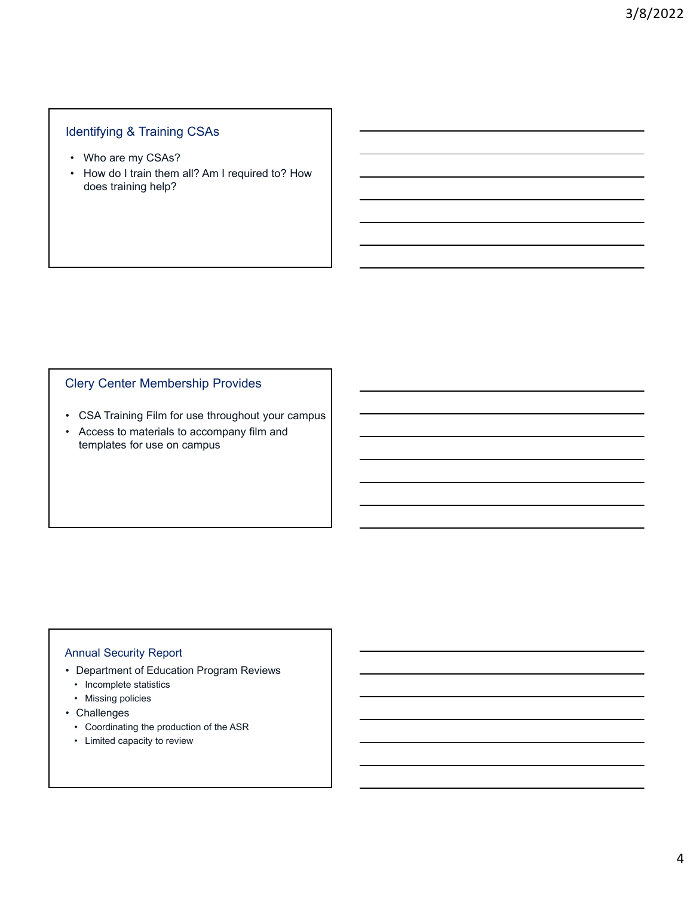## Identifying & Training CSAs

- Who are my CSAs?
- How do I train them all? Am I required to? How does training help?

## Clery Center Membership Provides

- CSA Training Film for use throughout your campus
- Access to materials to accompany film and templates for use on campus

## Annual Security Report

- Department of Education Program Reviews
  - Incomplete statistics
  - Missing policies
- Challenges
  - Coordinating the production of the ASR
  - Limited capacity to review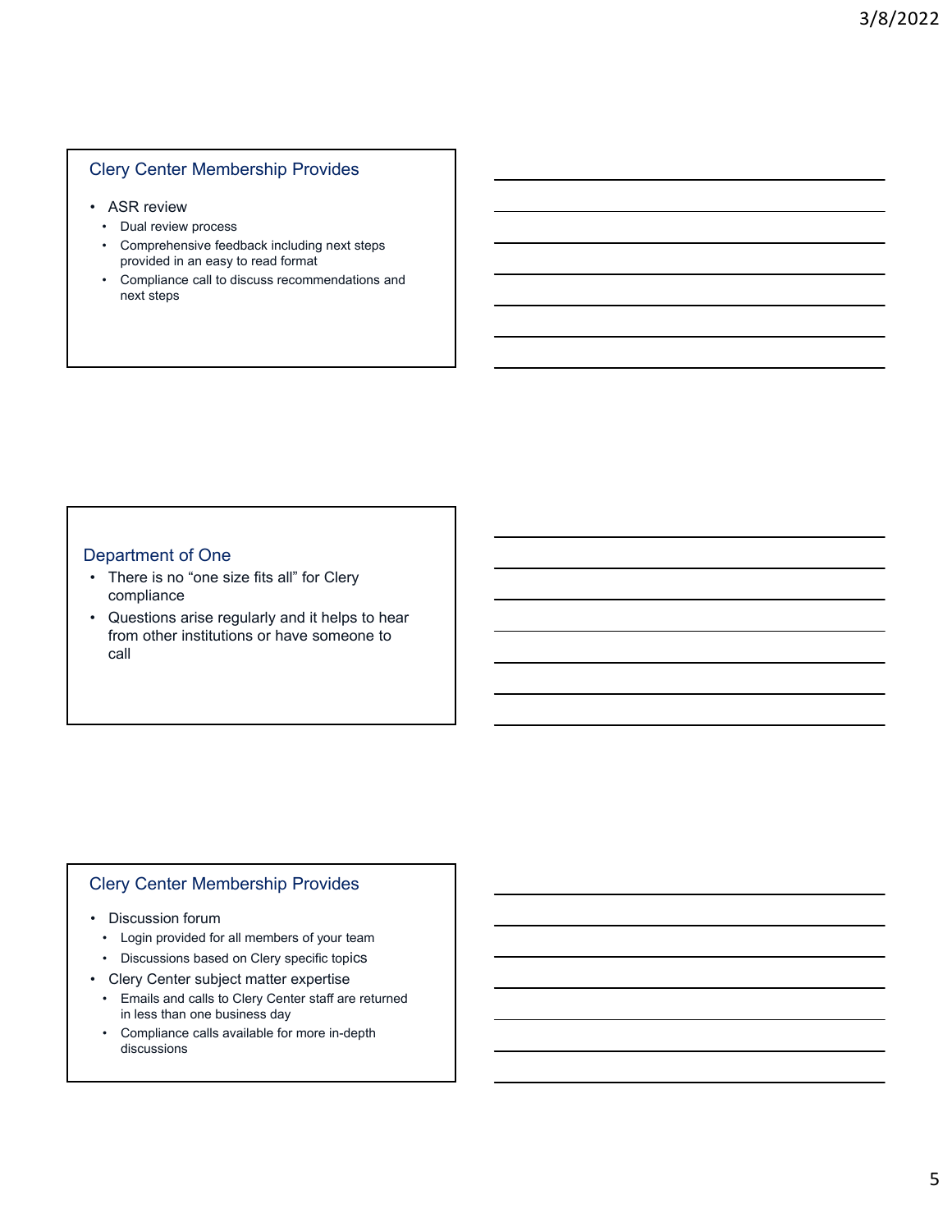## Clery Center Membership Provides

- ASR review
  - Dual review process
  - Comprehensive feedback including next steps provided in an easy to read format
  - Compliance call to discuss recommendations and next steps

## Department of One

- There is no “one size fits all” for Clery compliance
- Questions arise regularly and it helps to hear from other institutions or have someone to call

## Clery Center Membership Provides

- Discussion forum
  - Login provided for all members of your team
  - Discussions based on Clery specific topics
- Clery Center subject matter expertise
  - Emails and calls to Clery Center staff are returned in less than one business day
  - Compliance calls available for more in-depth discussions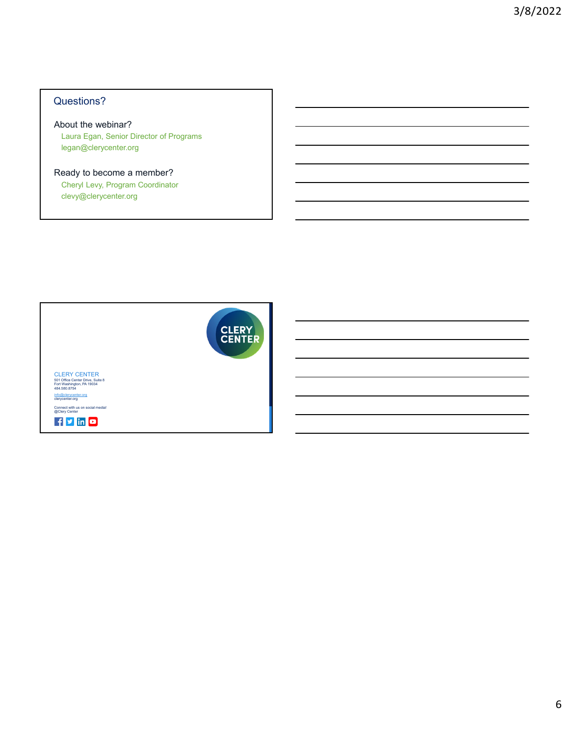## Questions?

About the webinar?

Laura Egan, Senior Director of Programs
legan@clerycenter.org

Ready to become a member?

Cheryl Levy, Program Coordinator
clevy@clerycenter.org

CLERY CENTER

CLERY CENTER
501 Office Center Drive, Suite 8
Fort Washington, PA 19034
484.580.8754

info@clerycenter.org
clerycenter.org

Connect with us on social media!
@Clery Center